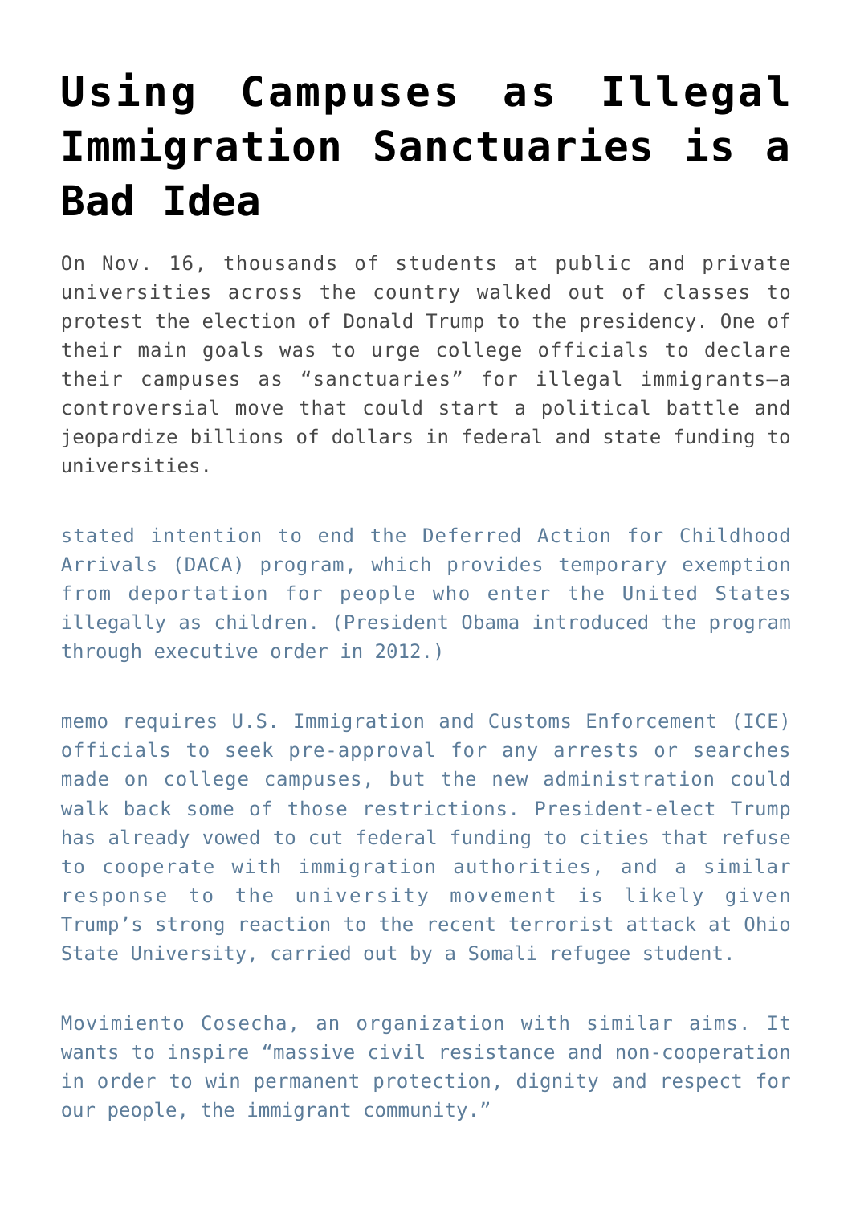# Using Campuses as Illegal Immigration Sanctuaries is a Bad Idea

On Nov. 16, thousands of students at public and private universities across the country walked out of classes to protest the election of Donald Trump to the presidency. One of their main goals was to urge college officials to declare their campuses as "sanctuaries" for illegal immigrants—a controversial move that could start a political battle and jeopardize billions of dollars in federal and state funding to universities.

stated intention to end the Deferred Action for Childhood Arrivals (DACA) program, which provides temporary exemption from deportation for people who enter the United States illegally as children. (President Obama introduced the program through executive order in 2012.)

memo requires U.S. Immigration and Customs Enforcement (ICE) officials to seek pre-approval for any arrests or searches made on college campuses, but the new administration could walk back some of those restrictions. President-elect Trump has already vowed to cut federal funding to cities that refuse to cooperate with immigration authorities, and a similar response to the university movement is likely given Trump's strong reaction to the recent terrorist attack at Ohio State University, carried out by a Somali refugee student.

Movimiento Cosecha, an organization with similar aims. It wants to inspire "massive civil resistance and non-cooperation in order to win permanent protection, dignity and respect for our people, the immigrant community."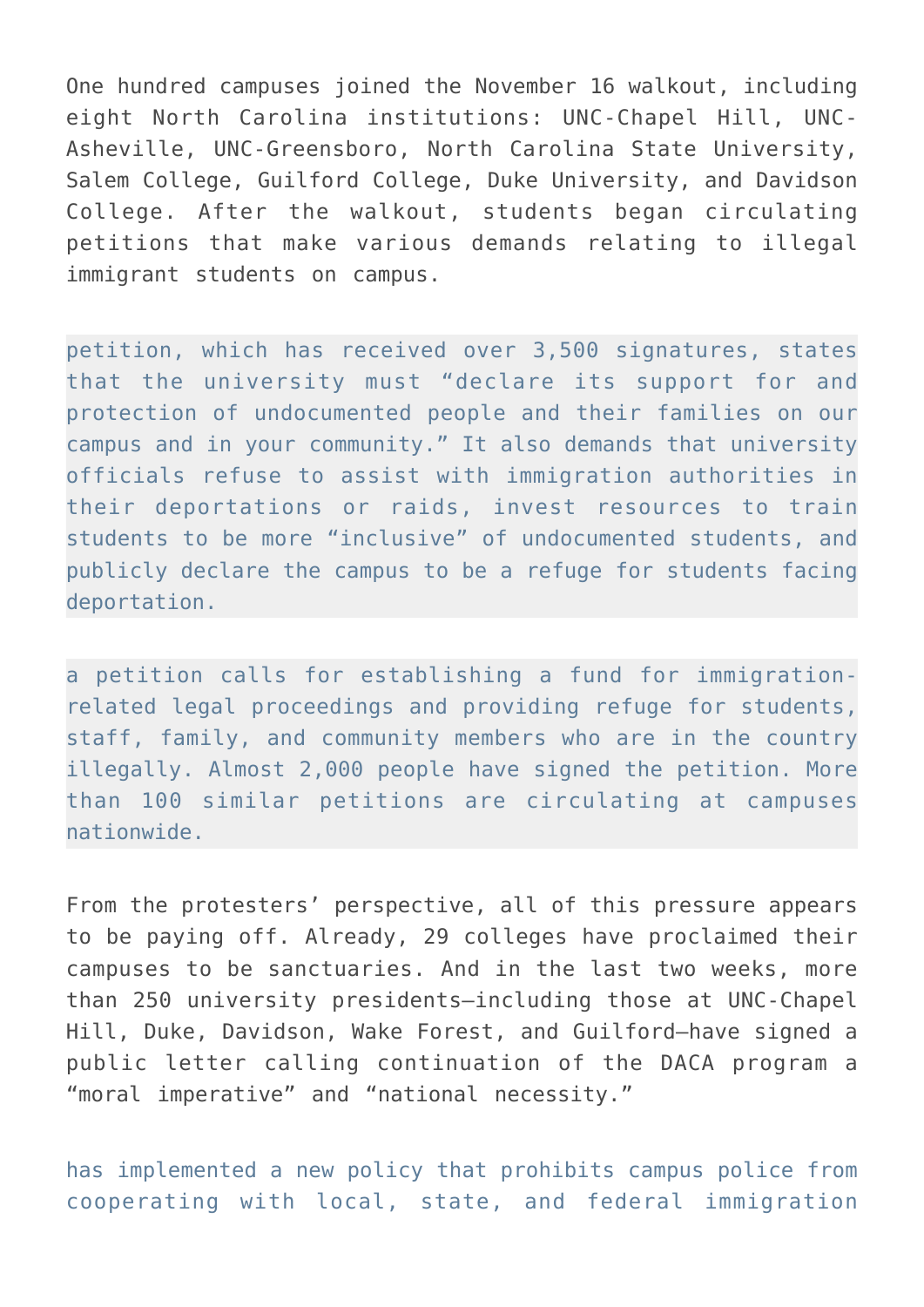One hundred campuses joined the November 16 walkout, including eight North Carolina institutions: UNC-Chapel Hill, UNC-Asheville, UNC-Greensboro, North Carolina State University, Salem College, Guilford College, Duke University, and Davidson College. After the walkout, students began circulating petitions that make various demands relating to illegal immigrant students on campus.

> petition, which has received over 3,500 signatures, states that the university must “declare its support for and protection of undocumented people and their families on our campus and in your community.” It also demands that university officials refuse to assist with immigration authorities in their deportations or raids, invest resources to train students to be more “inclusive” of undocumented students, and publicly declare the campus to be a refuge for students facing deportation.

> a petition calls for establishing a fund for immigration-related legal proceedings and providing refuge for students, staff, family, and community members who are in the country illegally. Almost 2,000 people have signed the petition. More than 100 similar petitions are circulating at campuses nationwide.

From the protesters’ perspective, all of this pressure appears to be paying off. Already, 29 colleges have proclaimed their campuses to be sanctuaries. And in the last two weeks, more than 250 university presidents—including those at UNC-Chapel Hill, Duke, Davidson, Wake Forest, and Guilford—have signed a public letter calling continuation of the DACA program a “moral imperative” and “national necessity.”

has implemented a new policy that prohibits campus police from cooperating with local, state, and federal immigration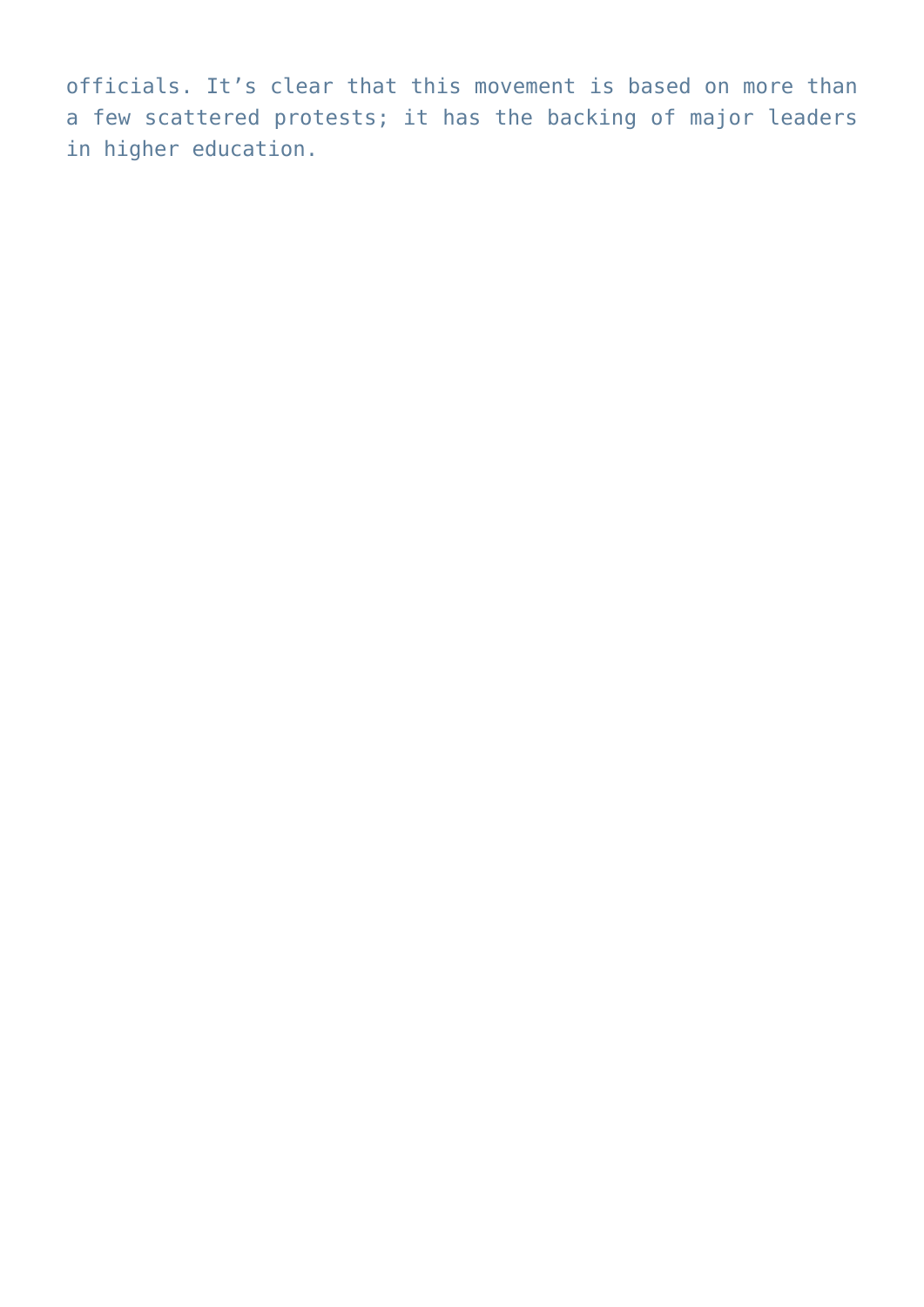officials. It’s clear that this movement is based on more than a few scattered protests; it has the backing of major leaders in higher education.